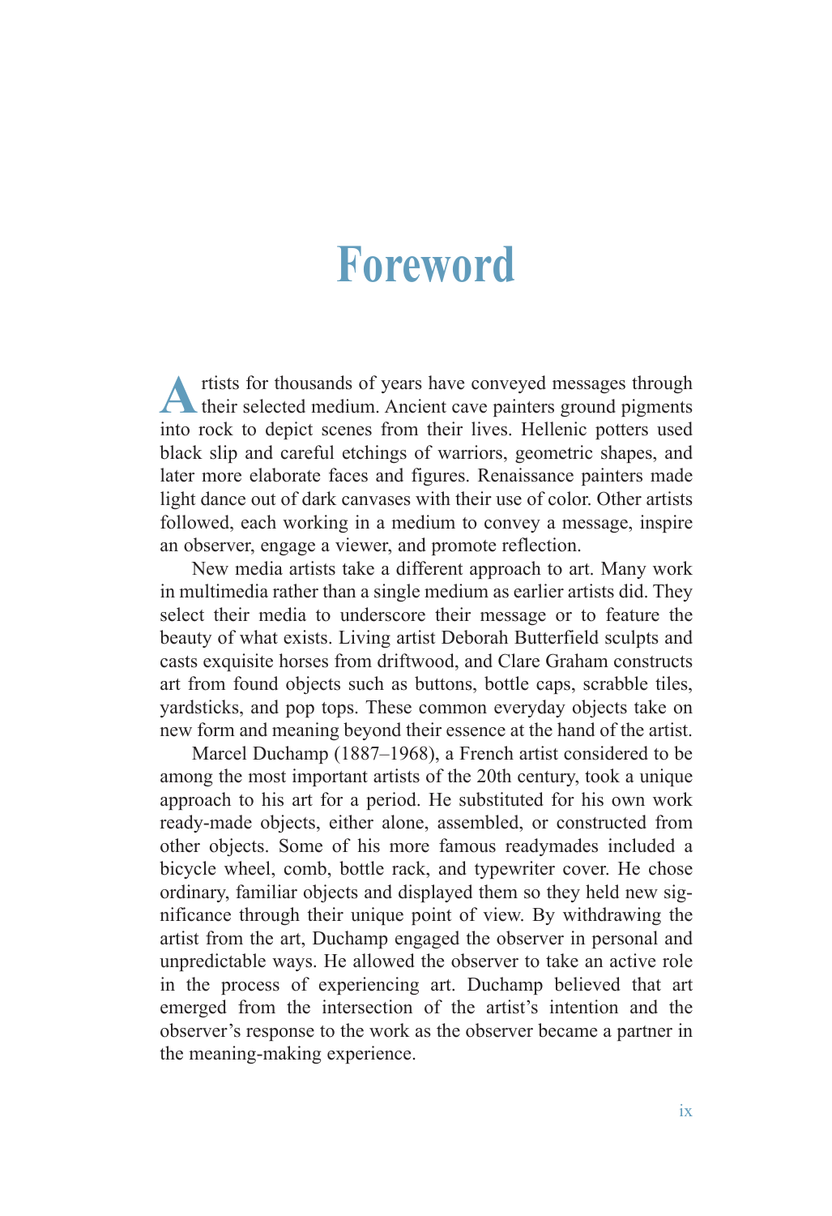# Foreword

Artists for thousands of years have conveyed messages through their selected medium. Ancient cave painters ground pigments into rock to depict scenes from their lives. Hellenic potters used black slip and careful etchings of warriors, geometric shapes, and later more elaborate faces and figures. Renaissance painters made light dance out of dark canvases with their use of color. Other artists followed, each working in a medium to convey a message, inspire an observer, engage a viewer, and promote reflection.

New media artists take a different approach to art. Many work in multimedia rather than a single medium as earlier artists did. They select their media to underscore their message or to feature the beauty of what exists. Living artist Deborah Butterfield sculpts and casts exquisite horses from driftwood, and Clare Graham constructs art from found objects such as buttons, bottle caps, scrabble tiles, yardsticks, and pop tops. These common everyday objects take on new form and meaning beyond their essence at the hand of the artist.

Marcel Duchamp (1887–1968), a French artist considered to be among the most important artists of the 20th century, took a unique approach to his art for a period. He substituted for his own work ready-made objects, either alone, assembled, or constructed from other objects. Some of his more famous readymades included a bicycle wheel, comb, bottle rack, and typewriter cover. He chose ordinary, familiar objects and displayed them so they held new significance through their unique point of view. By withdrawing the artist from the art, Duchamp engaged the observer in personal and unpredictable ways. He allowed the observer to take an active role in the process of experiencing art. Duchamp believed that art emerged from the intersection of the artist's intention and the observer's response to the work as the observer became a partner in the meaning-making experience.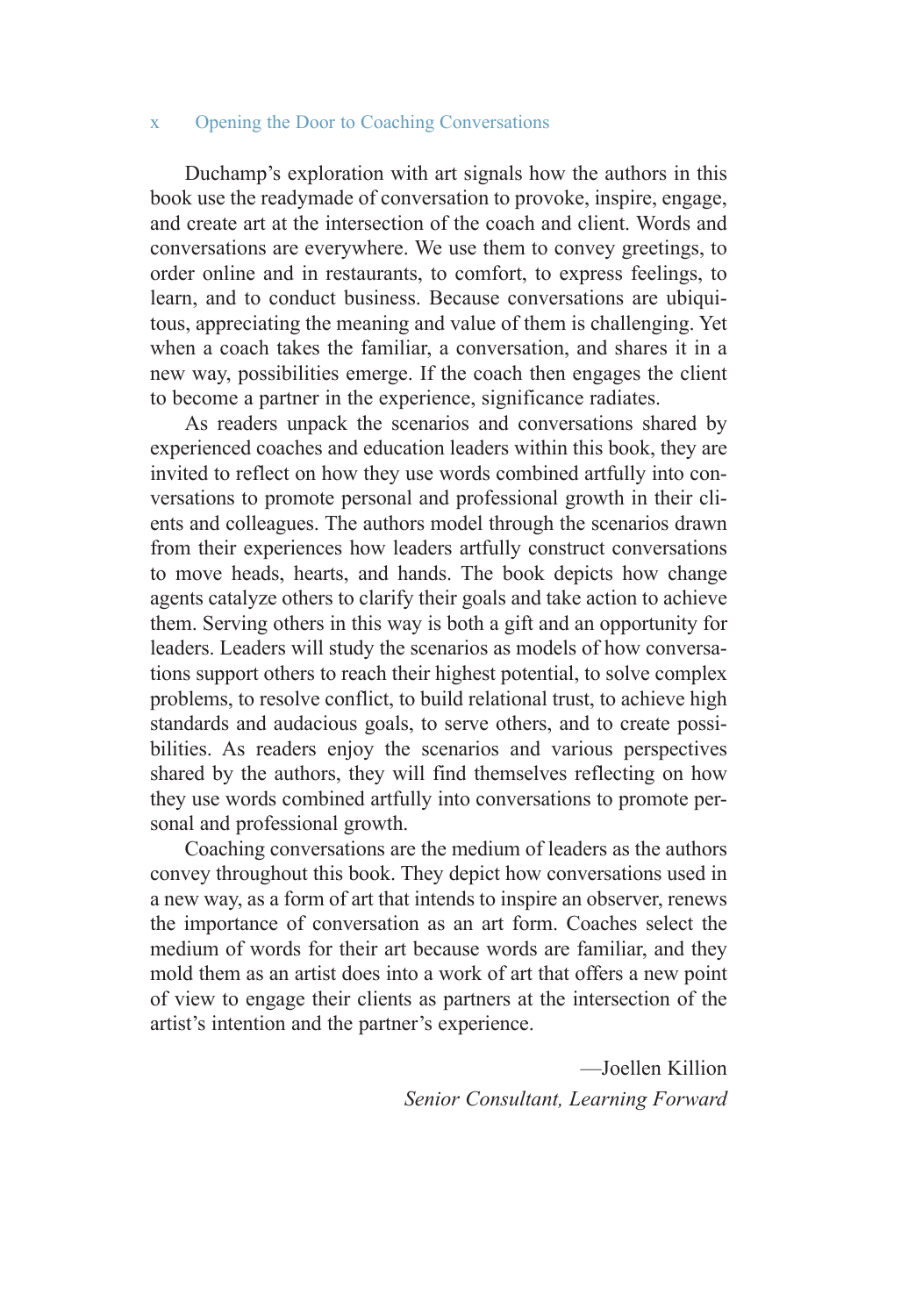Duchamp's exploration with art signals how the authors in this book use the readymade of conversation to provoke, inspire, engage, and create art at the intersection of the coach and client. Words and conversations are everywhere. We use them to convey greetings, to order online and in restaurants, to comfort, to express feelings, to learn, and to conduct business. Because conversations are ubiquitous, appreciating the meaning and value of them is challenging. Yet when a coach takes the familiar, a conversation, and shares it in a new way, possibilities emerge. If the coach then engages the client to become a partner in the experience, significance radiates.

As readers unpack the scenarios and conversations shared by experienced coaches and education leaders within this book, they are invited to reflect on how they use words combined artfully into conversations to promote personal and professional growth in their clients and colleagues. The authors model through the scenarios drawn from their experiences how leaders artfully construct conversations to move heads, hearts, and hands. The book depicts how change agents catalyze others to clarify their goals and take action to achieve them. Serving others in this way is both a gift and an opportunity for leaders. Leaders will study the scenarios as models of how conversations support others to reach their highest potential, to solve complex problems, to resolve conflict, to build relational trust, to achieve high standards and audacious goals, to serve others, and to create possibilities. As readers enjoy the scenarios and various perspectives shared by the authors, they will find themselves reflecting on how they use words combined artfully into conversations to promote personal and professional growth.

Coaching conversations are the medium of leaders as the authors convey throughout this book. They depict how conversations used in a new way, as a form of art that intends to inspire an observer, renews the importance of conversation as an art form. Coaches select the medium of words for their art because words are familiar, and they mold them as an artist does into a work of art that offers a new point of view to engage their clients as partners at the intersection of the artist's intention and the partner's experience.

—Joellen Killion  
*Senior Consultant, Learning Forward*